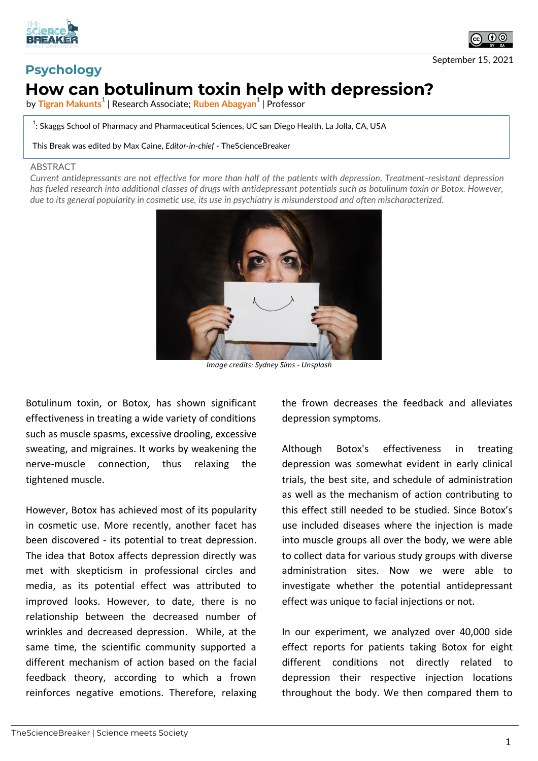Psychology

# How can botulinum toxin help with depression?

by Tigran Makunts[1] | Research Associate; Ruben Abagyan[1] | Professor

[1]: Skaggs School of Pharmacy and Pharmaceutical Sciences, UC san Diego Health, La Jolla, CA, USA

This Break was edited by Max Caine, *Editor-in-chief* - TheScienceBreaker

September 15, 2021

ABSTRACT

*Current antidepressants are not effective for more than half of the patients with depression. Treatment-resistant depression has fueled research into additional classes of drugs with antidepressant potentials such as botulinum toxin or Botox. However, due to its general popularity in cosmetic use, its use in psychiatry is misunderstood and often mischaracterized.*

*Image credits: Sydney Sims - Unsplash*

Botulinum toxin, or Botox, has shown significant effectiveness in treating a wide variety of conditions such as muscle spasms, excessive drooling, excessive sweating, and migraines. It works by weakening the nerve-muscle connection, thus relaxing the tightened muscle.

However, Botox has achieved most of its popularity in cosmetic use. More recently, another facet has been discovered - its potential to treat depression. The idea that Botox affects depression directly was met with skepticism in professional circles and media, as its potential effect was attributed to improved looks. However, to date, there is no relationship between the decreased number of wrinkles and decreased depression. While, at the same time, the scientific community supported a different mechanism of action based on the facial feedback theory, according to which a frown reinforces negative emotions. Therefore, relaxing the frown decreases the feedback and alleviates depression symptoms.

Although Botox's effectiveness in treating depression was somewhat evident in early clinical trials, the best site, and schedule of administration as well as the mechanism of action contributing to this effect still needed to be studied. Since Botox's use included diseases where the injection is made into muscle groups all over the body, we were able to collect data for various study groups with diverse administration sites. Now we were able to investigate whether the potential antidepressant effect was unique to facial injections or not.

In our experiment, we analyzed over 40,000 side effect reports for patients taking Botox for eight different conditions not directly related to depression their respective injection locations throughout the body. We then compared them to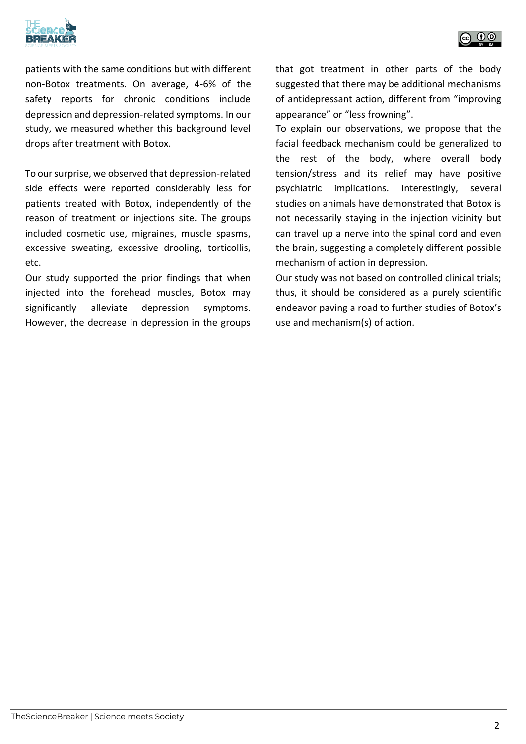patients with the same conditions but with different non-Botox treatments. On average, 4-6% of the safety reports for chronic conditions include depression and depression-related symptoms. In our study, we measured whether this background level drops after treatment with Botox.

To our surprise, we observed that depression-related side effects were reported considerably less for patients treated with Botox, independently of the reason of treatment or injections site. The groups included cosmetic use, migraines, muscle spasms, excessive sweating, excessive drooling, torticollis, etc.

Our study supported the prior findings that when injected into the forehead muscles, Botox may significantly alleviate depression symptoms. However, the decrease in depression in the groups that got treatment in other parts of the body suggested that there may be additional mechanisms of antidepressant action, different from "improving appearance" or "less frowning".

To explain our observations, we propose that the facial feedback mechanism could be generalized to the rest of the body, where overall body tension/stress and its relief may have positive psychiatric implications. Interestingly, several studies on animals have demonstrated that Botox is not necessarily staying in the injection vicinity but can travel up a nerve into the spinal cord and even the brain, suggesting a completely different possible mechanism of action in depression.

Our study was not based on controlled clinical trials; thus, it should be considered as a purely scientific endeavor paving a road to further studies of Botox's use and mechanism(s) of action.